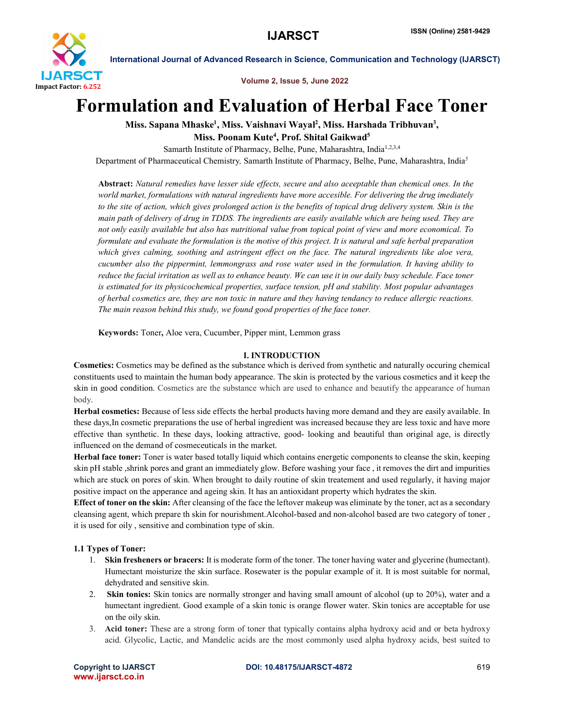# Formulation and Evaluation of Herbal Face Toner

**Miss. Sapana Mhaske[1], Miss. Vaishnavi Wayal[2], Miss. Harshada Tribhuvan[3], Miss. Poonam Kute[4], Prof. Shital Gaikwad[5]**

Samarth Institute of Pharmacy, Belhe, Pune, Maharashtra, India[1,2,3,4]

Department of Pharmaceutical Chemistry, Samarth Institute of Pharmacy, Belhe, Pune, Maharashtra, India[5]

**Abstract:** *Natural remedies have lesser side effects, secure and also aceeptable than chemical ones. In the world market, formulations with natural ingredients have more accesible. For delivering the drug imediately to the site of action, which gives prolonged action is the benefits of topical drug delivery system. Skin is the main path of delivery of drug in TDDS. The ingredients are easily available which are being used. They are not only easily available but also has nutritional value from topical point of view and more economical. To formulate and evaluate the formulation is the motive of this project. It is natural and safe herbal preparation which gives calming, soothing and astringent effect on the face. The natural ingredients like aloe vera, cucumber also the pippermint, lemmongrass and rose water used in the formulation. It having ability to reduce the facial irritation as well as to enhance beauty. We can use it in our daily busy schedule. Face toner is estimated for its physicochemical properties, surface tension, pH and stability. Most popular advantages of herbal cosmetics are, they are non toxic in nature and they having tendancy to reduce allergic reactions. The main reason behind this study, we found good properties of the face toner.*

**Keywords:** Toner**,** Aloe vera, Cucumber, Pipper mint, Lemmon grass

## I. INTRODUCTION

**Cosmetics:** Cosmetics may be defined as the substance which is derived from synthetic and naturally occuring chemical constituents used to maintain the human body appearance. The skin is protected by the various cosmetics and it keep the skin in good condition. Cosmetics are the substance which are used to enhance and beautify the appearance of human body.

**Herbal cosmetics:** Because of less side effects the herbal products having more demand and they are easily available. In these days,In cosmetic preparations the use of herbal ingredient was increased because they are less toxic and have more effective than synthetic. In these days, looking attractive, good- looking and beautiful than original age, is directly influenced on the demand of cosmeceuticals in the market.

**Herbal face toner:** Toner is water based totally liquid which contains energetic components to cleanse the skin, keeping skin pH stable ,shrink pores and grant an immediately glow. Before washing your face , it removes the dirt and impurities which are stuck on pores of skin. When brought to daily routine of skin treatement and used regularly, it having major positive impact on the apperance and ageing skin. It has an antioxidant property which hydrates the skin.

**Effect of toner on the skin:** After cleansing of the face the leftover makeup was eliminate by the toner, act as a secondary cleansing agent, which prepare th skin for nourishment.Alcohol-based and non-alcohol based are two category of toner , it is used for oily , sensitive and combination type of skin.

### 1.1 Types of Toner:

1. **Skin fresheners or bracers:** It is moderate form of the toner. The toner having water and glycerine (humectant). Humectant moisturize the skin surface. Rosewater is the popular example of it. It is most suitable for normal, dehydrated and sensitive skin.
2. **Skin tonics:** Skin tonics are normally stronger and having small amount of alcohol (up to 20%), water and a humectant ingredient. Good example of a skin tonic is orange flower water. Skin tonics are acceptable for use on the oily skin.
3. **Acid toner:** These are a strong form of toner that typically contains alpha hydroxy acid and or beta hydroxy acid. Glycolic, Lactic, and Mandelic acids are the most commonly used alpha hydroxy acids, best suited to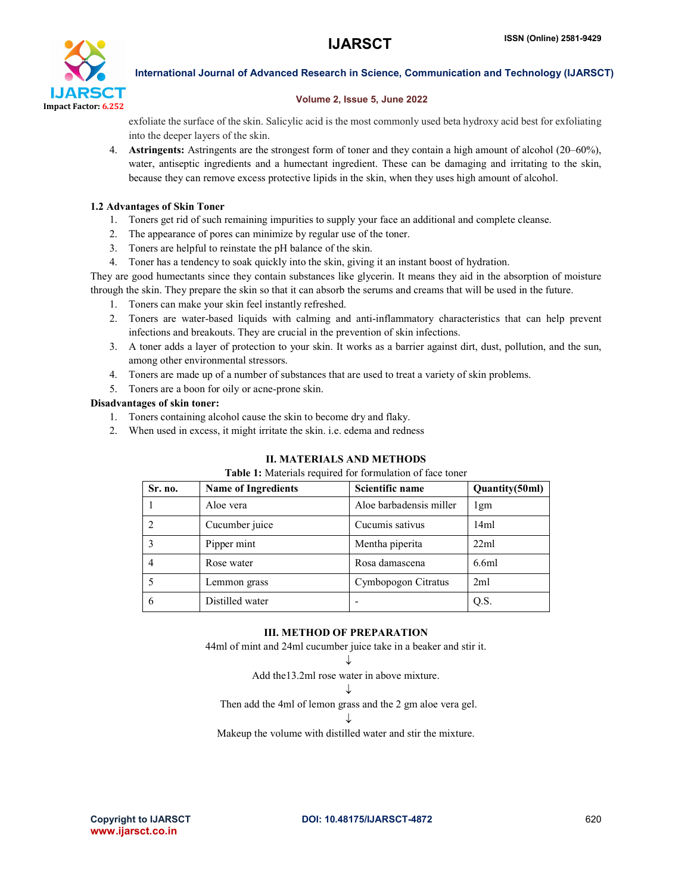exfoliate the surface of the skin. Salicylic acid is the most commonly used beta hydroxy acid best for exfoliating into the deeper layers of the skin.

4. **Astringents:** Astringents are the strongest form of toner and they contain a high amount of alcohol (20–60%), water, antiseptic ingredients and a humectant ingredient. These can be damaging and irritating to the skin, because they can remove excess protective lipids in the skin, when they uses high amount of alcohol.

### 1.2 Advantages of Skin Toner

1. Toners get rid of such remaining impurities to supply your face an additional and complete cleanse.
2. The appearance of pores can minimize by regular use of the toner.
3. Toners are helpful to reinstate the pH balance of the skin.
4. Toner has a tendency to soak quickly into the skin, giving it an instant boost of hydration.

They are good humectants since they contain substances like glycerin. It means they aid in the absorption of moisture through the skin. They prepare the skin so that it can absorb the serums and creams that will be used in the future.

1. Toners can make your skin feel instantly refreshed.
2. Toners are water-based liquids with calming and anti-inflammatory characteristics that can help prevent infections and breakouts. They are crucial in the prevention of skin infections.
3. A toner adds a layer of protection to your skin. It works as a barrier against dirt, dust, pollution, and the sun, among other environmental stressors.
4. Toners are made up of a number of substances that are used to treat a variety of skin problems.
5. Toners are a boon for oily or acne-prone skin.

**Disadvantages of skin toner:**

1. Toners containing alcohol cause the skin to become dry and flaky.
2. When used in excess, it might irritate the skin. i.e. edema and redness

## II. MATERIALS AND METHODS

**Table 1:** Materials required for formulation of face toner

| Sr. no. | Name of Ingredients | Scientific name | Quantity(50ml) |
|---|---|---|---|
| 1 | Aloe vera | Aloe barbadensis miller | 1gm |
| 2 | Cucumber juice | Cucumis sativus | 14ml |
| 3 | Pipper mint | Mentha piperita | 22ml |
| 4 | Rose water | Rosa damascena | 6.6ml |
| 5 | Lemmon grass | Cymbopogon Citratus | 2ml |
| 6 | Distilled water | - | Q.S. |

## III. METHOD OF PREPARATION

44ml of mint and 24ml cucumber juice take in a beaker and stir it.

↓

Add the13.2ml rose water in above mixture.

↓

Then add the 4ml of lemon grass and the 2 gm aloe vera gel.

↓

Makeup the volume with distilled water and stir the mixture.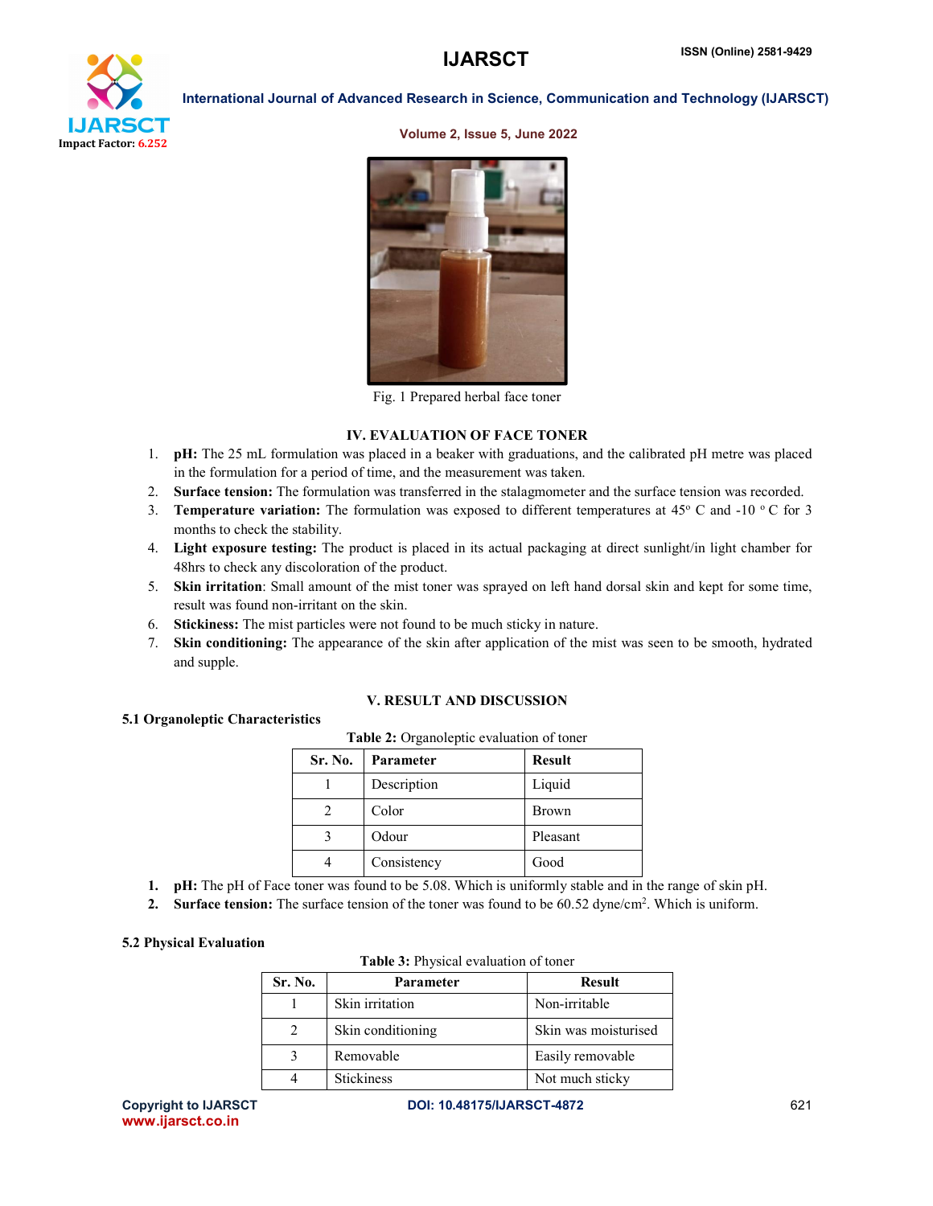Fig. 1 Prepared herbal face toner

## IV. EVALUATION OF FACE TONER

1. **pH:** The 25 mL formulation was placed in a beaker with graduations, and the calibrated pH metre was placed in the formulation for a period of time, and the measurement was taken.
2. **Surface tension:** The formulation was transferred in the stalagmometer and the surface tension was recorded.
3. **Temperature variation:** The formulation was exposed to different temperatures at 45$^{o}$ C and -10 $^{o}$ C for 3 months to check the stability.
4. **Light exposure testing:** The product is placed in its actual packaging at direct sunlight/in light chamber for 48hrs to check any discoloration of the product.
5. **Skin irritation**: Small amount of the mist toner was sprayed on left hand dorsal skin and kept for some time, result was found non-irritant on the skin.
6. **Stickiness:** The mist particles were not found to be much sticky in nature.
7. **Skin conditioning:** The appearance of the skin after application of the mist was seen to be smooth, hydrated and supple.

## V. RESULT AND DISCUSSION

### 5.1 Organoleptic Characteristics

**Table 2:** Organoleptic evaluation of toner

| Sr. No. | Parameter | Result |
|---|---|---|
| 1 | Description | Liquid |
| 2 | Color | Brown |
| 3 | Odour | Pleasant |
| 4 | Consistency | Good |

1. **pH:** The pH of Face toner was found to be 5.08. Which is uniformly stable and in the range of skin pH.
2. **Surface tension:** The surface tension of the toner was found to be 60.52 dyne/cm$^{2}$. Which is uniform.

### 5.2 Physical Evaluation

**Table 3:** Physical evaluation of toner

| Sr. No. | Parameter | Result |
|---|---|---|
| 1 | Skin irritation | Non-irritable |
| 2 | Skin conditioning | Skin was moisturised |
| 3 | Removable | Easily removable |
| 4 | Stickiness | Not much sticky |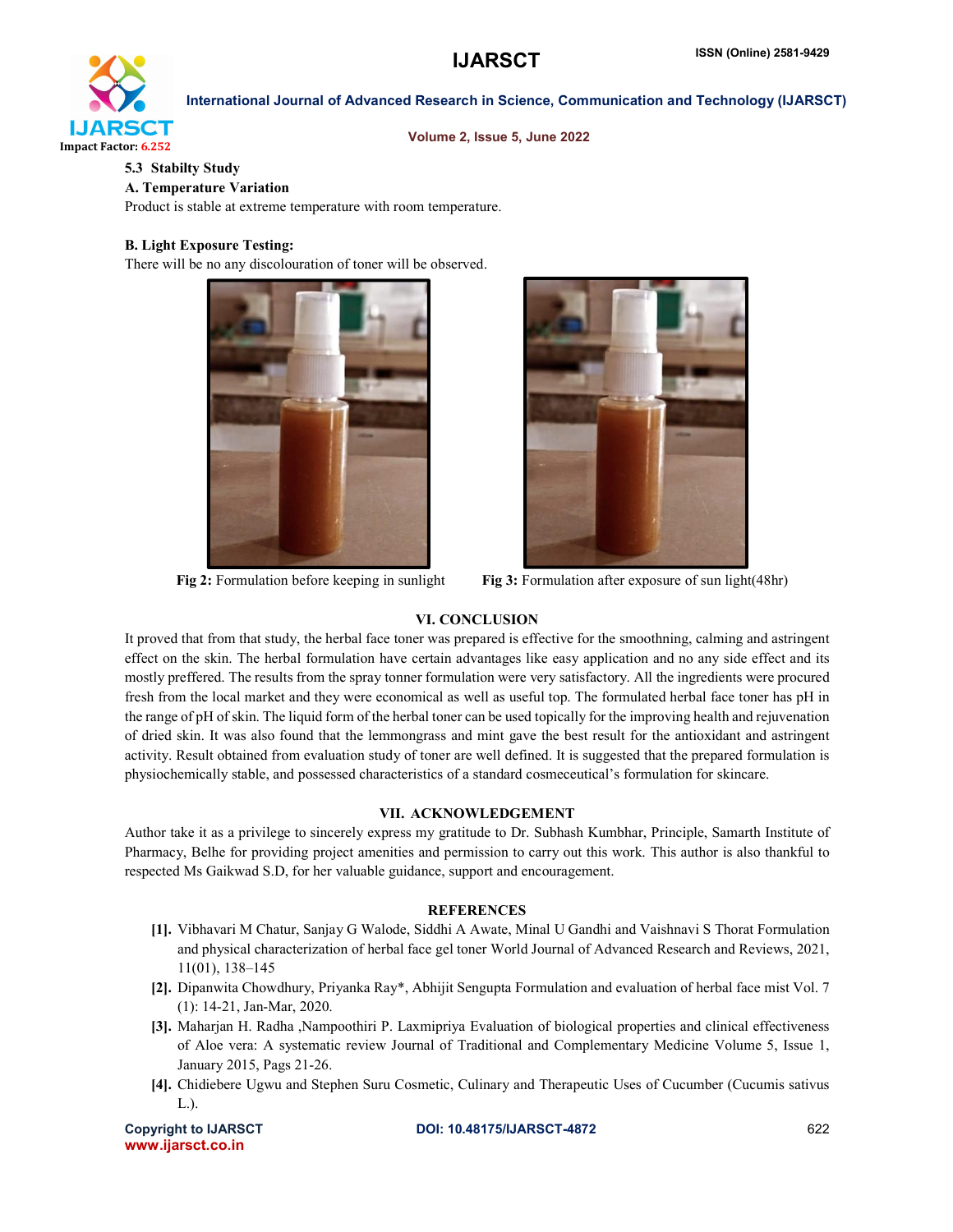### 5.3 Stabilty Study

#### A. Temperature Variation

Product is stable at extreme temperature with room temperature.

#### B. Light Exposure Testing:

There will be no any discolouration of toner will be observed.

**Fig 2:** Formulation before keeping in sunlight

**Fig 3:** Formulation after exposure of sun light(48hr)

## VI. CONCLUSION

It proved that from that study, the herbal face toner was prepared is effective for the smoothning, calming and astringent effect on the skin. The herbal formulation have certain advantages like easy application and no any side effect and its mostly preffered. The results from the spray tonner formulation were very satisfactory. All the ingredients were procured fresh from the local market and they were economical as well as useful top. The formulated herbal face toner has pH in the range of pH of skin. The liquid form of the herbal toner can be used topically for the improving health and rejuvenation of dried skin. It was also found that the lemmongrass and mint gave the best result for the antioxidant and astringent activity. Result obtained from evaluation study of toner are well defined. It is suggested that the prepared formulation is physiochemically stable, and possessed characteristics of a standard cosmeceutical's formulation for skincare.

## VII. ACKNOWLEDGEMENT

Author take it as a privilege to sincerely express my gratitude to Dr. Subhash Kumbhar, Principle, Samarth Institute of Pharmacy, Belhe for providing project amenities and permission to carry out this work. This author is also thankful to respected Ms Gaikwad S.D, for her valuable guidance, support and encouragement.

## REFERENCES

- [1]. Vibhavari M Chatur, Sanjay G Walode, Siddhi A Awate, Minal U Gandhi and Vaishnavi S Thorat Formulation and physical characterization of herbal face gel toner World Journal of Advanced Research and Reviews, 2021, 11(01), 138–145
- [2]. Dipanwita Chowdhury, Priyanka Ray*, Abhijit Sengupta Formulation and evaluation of herbal face mist Vol. 7 (1): 14-21, Jan-Mar, 2020.
- [3]. Maharjan H. Radha ,Nampoothiri P. Laxmipriya Evaluation of biological properties and clinical effectiveness of Aloe vera: A systematic review Journal of Traditional and Complementary Medicine Volume 5, Issue 1, January 2015, Pags 21-26.
- [4]. Chidiebere Ugwu and Stephen Suru Cosmetic, Culinary and Therapeutic Uses of Cucumber (Cucumis sativus L.).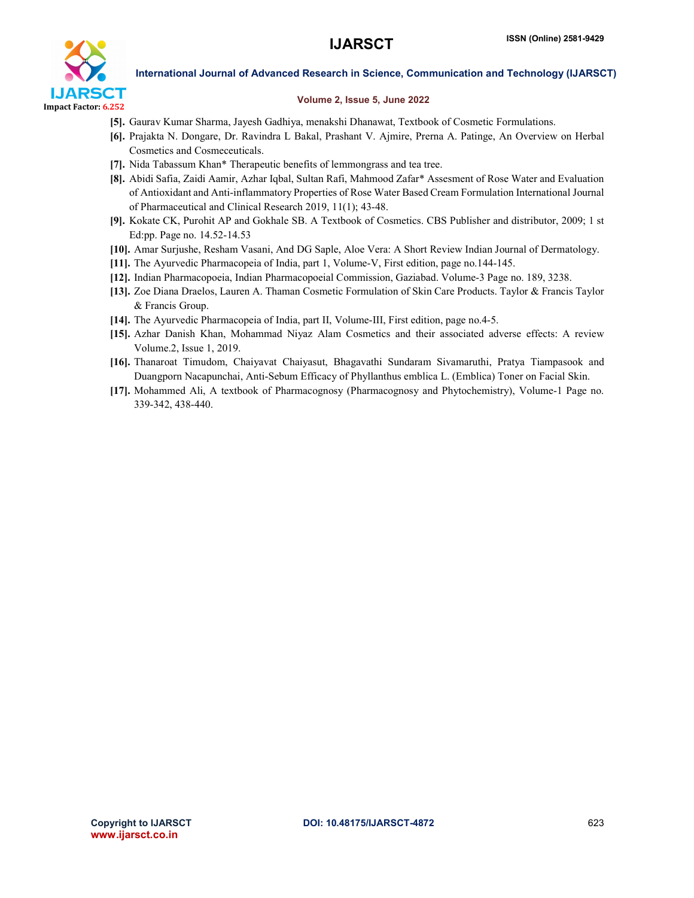**[5].** Gaurav Kumar Sharma, Jayesh Gadhiya, menakshi Dhanawat, Textbook of Cosmetic Formulations.

**[6].** Prajakta N. Dongare, Dr. Ravindra L Bakal, Prashant V. Ajmire, Prerna A. Patinge, An Overview on Herbal Cosmetics and Cosmeceuticals.

**[7].** Nida Tabassum Khan* Therapeutic benefits of lemmongrass and tea tree.

**[8].** Abidi Safia, Zaidi Aamir, Azhar Iqbal, Sultan Rafi, Mahmood Zafar* Assesment of Rose Water and Evaluation of Antioxidant and Anti-inflammatory Properties of Rose Water Based Cream Formulation International Journal of Pharmaceutical and Clinical Research 2019, 11(1); 43-48.

**[9].** Kokate CK, Purohit AP and Gokhale SB. A Textbook of Cosmetics. CBS Publisher and distributor, 2009; 1 st Ed:pp. Page no. 14.52-14.53

**[10].** Amar Surjushe, Resham Vasani, And DG Saple, Aloe Vera: A Short Review Indian Journal of Dermatology.

**[11].** The Ayurvedic Pharmacopeia of India, part 1, Volume-V, First edition, page no.144-145.

**[12].** Indian Pharmacopoeia, Indian Pharmacopoeial Commission, Gaziabad. Volume-3 Page no. 189, 3238.

**[13].** Zoe Diana Draelos, Lauren A. Thaman Cosmetic Formulation of Skin Care Products. Taylor & Francis Taylor & Francis Group.

**[14].** The Ayurvedic Pharmacopeia of India, part II, Volume-III, First edition, page no.4-5.

**[15].** Azhar Danish Khan, Mohammad Niyaz Alam Cosmetics and their associated adverse effects: A review Volume.2, Issue 1, 2019.

**[16].** Thanaroat Timudom, Chaiyavat Chaiyasut, Bhagavathi Sundaram Sivamaruthi, Pratya Tiampasook and Duangporn Nacapunchai, Anti-Sebum Efficacy of Phyllanthus emblica L. (Emblica) Toner on Facial Skin.

**[17].** Mohammed Ali, A textbook of Pharmacognosy (Pharmacognosy and Phytochemistry), Volume-1 Page no. 339-342, 438-440.